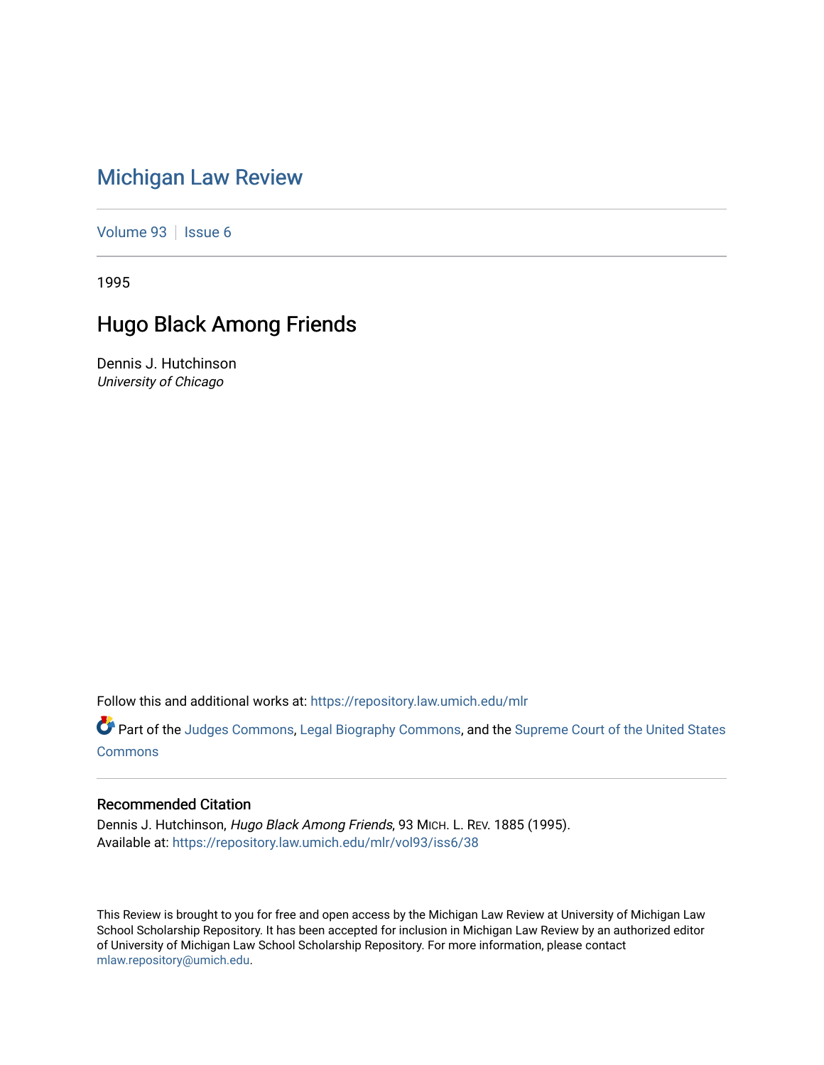# Michigan Law Review

Volume 93 | Issue 6

1995

## Hugo Black Among Friends

Dennis J. Hutchinson
*University of Chicago*

Follow this and additional works at: https://repository.law.umich.edu/mlr

Part of the Judges Commons, Legal Biography Commons, and the Supreme Court of the United States Commons

### Recommended Citation

Dennis J. Hutchinson, *Hugo Black Among Friends*, 93 MICH. L. REV. 1885 (1995).
Available at: https://repository.law.umich.edu/mlr/vol93/iss6/38

This Review is brought to you for free and open access by the Michigan Law Review at University of Michigan Law School Scholarship Repository. It has been accepted for inclusion in Michigan Law Review by an authorized editor of University of Michigan Law School Scholarship Repository. For more information, please contact mlaw.repository@umich.edu.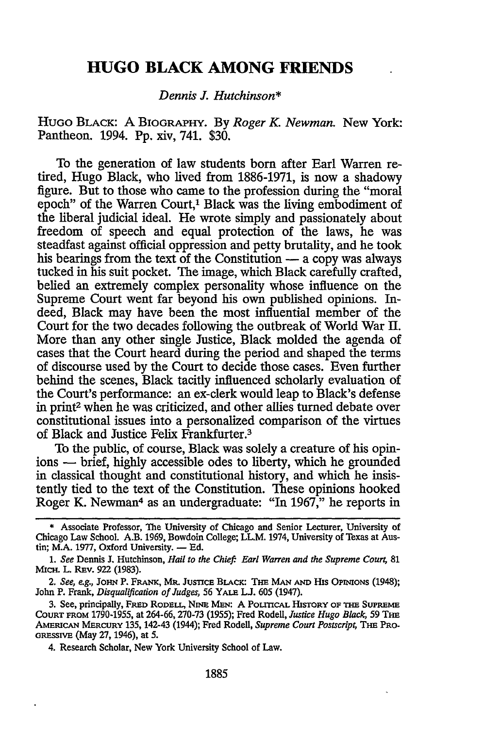# HUGO BLACK AMONG FRIENDS

*Dennis J. Hutchinson*\*

HUGO BLACK: A BIOGRAPHY. By *Roger K. Newman.* New York: Pantheon. 1994. Pp. xiv, 741. $30.

To the generation of law students born after Earl Warren retired, Hugo Black, who lived from 1886-1971, is now a shadowy figure. But to those who came to the profession during the "moral epoch" of the Warren Court,[1] Black was the living embodiment of the liberal judicial ideal. He wrote simply and passionately about freedom of speech and equal protection of the laws, he was steadfast against official oppression and petty brutality, and he took his bearings from the text of the Constitution — a copy was always tucked in his suit pocket. The image, which Black carefully crafted, belied an extremely complex personality whose influence on the Supreme Court went far beyond his own published opinions. Indeed, Black may have been the most influential member of the Court for the two decades following the outbreak of World War II. More than any other single Justice, Black molded the agenda of cases that the Court heard during the period and shaped the terms of discourse used by the Court to decide those cases. Even further behind the scenes, Black tacitly influenced scholarly evaluation of the Court's performance: an ex-clerk would leap to Black's defense in print[2] when he was criticized, and other allies turned debate over constitutional issues into a personalized comparison of the virtues of Black and Justice Felix Frankfurter.[3]

To the public, of course, Black was solely a creature of his opinions — brief, highly accessible odes to liberty, which he grounded in classical thought and constitutional history, and which he insistently tied to the text of the Constitution. These opinions hooked Roger K. Newman[4] as an undergraduate: "In 1967," he reports in

---

\* Associate Professor, The University of Chicago and Senior Lecturer, University of Chicago Law School. A.B. 1969, Bowdoin College; LL.M. 1974, University of Texas at Austin; M.A. 1977, Oxford University. — Ed.

1. *See* Dennis J. Hutchinson, *Hail to the Chief: Earl Warren and the Supreme Court*, 81 MICH. L. REV. 922 (1983).

2. *See, e.g.*, JOHN P. FRANK, MR. JUSTICE BLACK: THE MAN AND HIS OPINIONS (1948); John P. Frank, *Disqualification of Judges*, 56 YALE L.J. 605 (1947).

3. See, principally, FRED RODELL, NINE MEN: A POLITICAL HISTORY OF THE SUPREME COURT FROM 1790-1955, at 264-66, 270-73 (1955); Fred Rodell, *Justice Hugo Black*, 59 THE AMERICAN MERCURY 135, 142-43 (1944); Fred Rodell, *Supreme Court Postscript*, THE PROGRESSIVE (May 27, 1946), at 5.

4. Research Scholar, New York University School of Law.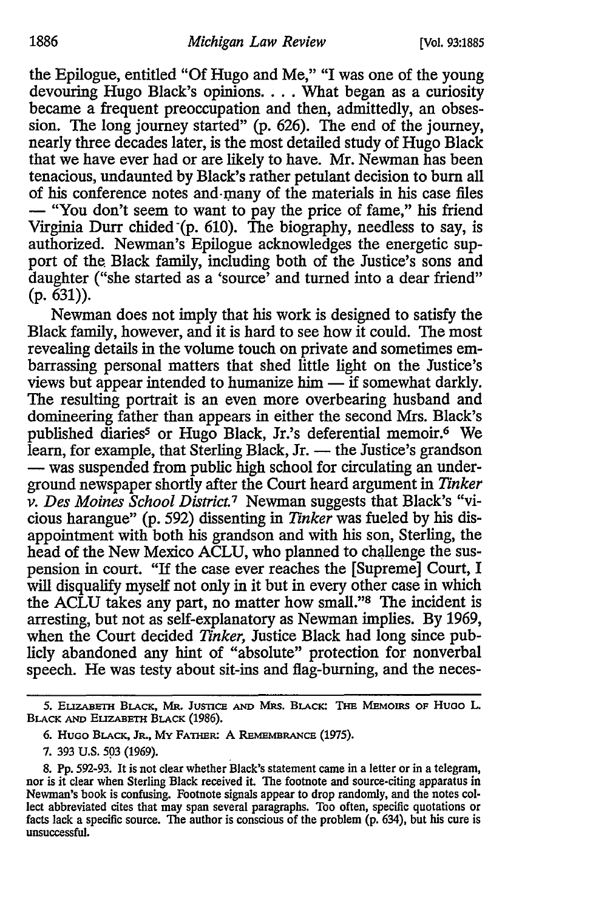the Epilogue, entitled "Of Hugo and Me," "I was one of the young devouring Hugo Black's opinions. . . . What began as a curiosity became a frequent preoccupation and then, admittedly, an obsession. The long journey started" (p. 626). The end of the journey, nearly three decades later, is the most detailed study of Hugo Black that we have ever had or are likely to have. Mr. Newman has been tenacious, undaunted by Black's rather petulant decision to burn all of his conference notes and many of the materials in his case files — "You don't seem to want to pay the price of fame," his friend Virginia Durr chided (p. 610). The biography, needless to say, is authorized. Newman's Epilogue acknowledges the energetic support of the Black family, including both of the Justice's sons and daughter ("she started as a 'source' and turned into a dear friend" (p. 631)).

Newman does not imply that his work is designed to satisfy the Black family, however, and it is hard to see how it could. The most revealing details in the volume touch on private and sometimes embarrassing personal matters that shed little light on the Justice's views but appear intended to humanize him — if somewhat darkly. The resulting portrait is an even more overbearing husband and domineering father than appears in either the second Mrs. Black's published diaries[5] or Hugo Black, Jr.'s deferential memoir.[6] We learn, for example, that Sterling Black, Jr. — the Justice's grandson — was suspended from public high school for circulating an underground newspaper shortly after the Court heard argument in *Tinker v. Des Moines School District.*[7] Newman suggests that Black's "vicious harangue" (p. 592) dissenting in *Tinker* was fueled by his disappointment with both his grandson and with his son, Sterling, the head of the New Mexico ACLU, who planned to challenge the suspension in court. "If the case ever reaches the [Supreme] Court, I will disqualify myself not only in it but in every other case in which the ACLU takes any part, no matter how small."[8] The incident is arresting, but not as self-explanatory as Newman implies. By 1969, when the Court decided *Tinker,* Justice Black had long since publicly abandoned any hint of "absolute" protection for nonverbal speech. He was testy about sit-ins and flag-burning, and the neces-

---

5. Elizabeth Black, Mr. Justice and Mrs. Black: The Memoirs of Hugo L. Black and Elizabeth Black (1986).

6. Hugo Black, Jr., My Father: A Remembrance (1975).

7. 393 U.S. 503 (1969).

8. Pp. 592-93. It is not clear whether Black's statement came in a letter or in a telegram, nor is it clear when Sterling Black received it. The footnote and source-citing apparatus in Newman's book is confusing. Footnote signals appear to drop randomly, and the notes collect abbreviated cites that may span several paragraphs. Too often, specific quotations or facts lack a specific source. The author is conscious of the problem (p. 634), but his cure is unsuccessful.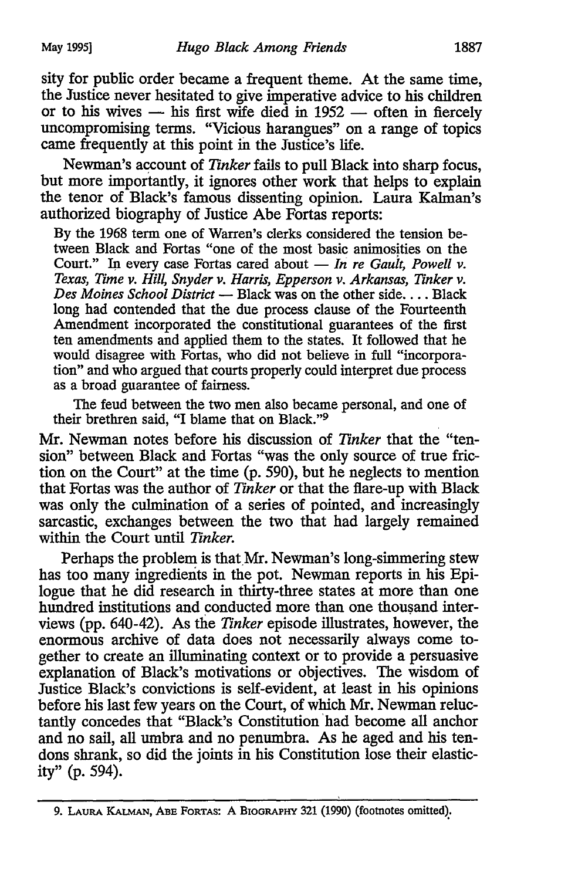sity for public order became a frequent theme. At the same time, the Justice never hesitated to give imperative advice to his children or to his wives — his first wife died in 1952 — often in fiercely uncompromising terms. "Vicious harangues" on a range of topics came frequently at this point in the Justice's life.

Newman's account of *Tinker* fails to pull Black into sharp focus, but more importantly, it ignores other work that helps to explain the tenor of Black's famous dissenting opinion. Laura Kalman's authorized biography of Justice Abe Fortas reports:

> By the 1968 term one of Warren's clerks considered the tension between Black and Fortas "one of the most basic animosities on the Court." In every case Fortas cared about — *In re Gault, Powell v. Texas, Time v. Hill, Snyder v. Harris, Epperson v. Arkansas, Tinker v. Des Moines School District* — Black was on the other side. . . . Black long had contended that the due process clause of the Fourteenth Amendment incorporated the constitutional guarantees of the first ten amendments and applied them to the states. It followed that he would disagree with Fortas, who did not believe in full "incorporation" and who argued that courts properly could interpret due process as a broad guarantee of fairness.
>
> The feud between the two men also became personal, and one of their brethren said, "I blame that on Black."[9]

Mr. Newman notes before his discussion of *Tinker* that the "tension" between Black and Fortas "was the only source of true friction on the Court" at the time (p. 590), but he neglects to mention that Fortas was the author of *Tinker* or that the flare-up with Black was only the culmination of a series of pointed, and increasingly sarcastic, exchanges between the two that had largely remained within the Court until *Tinker.*

Perhaps the problem is that Mr. Newman's long-simmering stew has too many ingredients in the pot. Newman reports in his Epilogue that he did research in thirty-three states at more than one hundred institutions and conducted more than one thousand interviews (pp. 640-42). As the *Tinker* episode illustrates, however, the enormous archive of data does not necessarily always come together to create an illuminating context or to provide a persuasive explanation of Black's motivations or objectives. The wisdom of Justice Black's convictions is self-evident, at least in his opinions before his last few years on the Court, of which Mr. Newman reluctantly concedes that "Black's Constitution had become all anchor and no sail, all umbra and no penumbra. As he aged and his tendons shrank, so did the joints in his Constitution lose their elasticity" (p. 594).

---

9. Laura Kalman, Abe Fortas: A Biography 321 (1990) (footnotes omitted).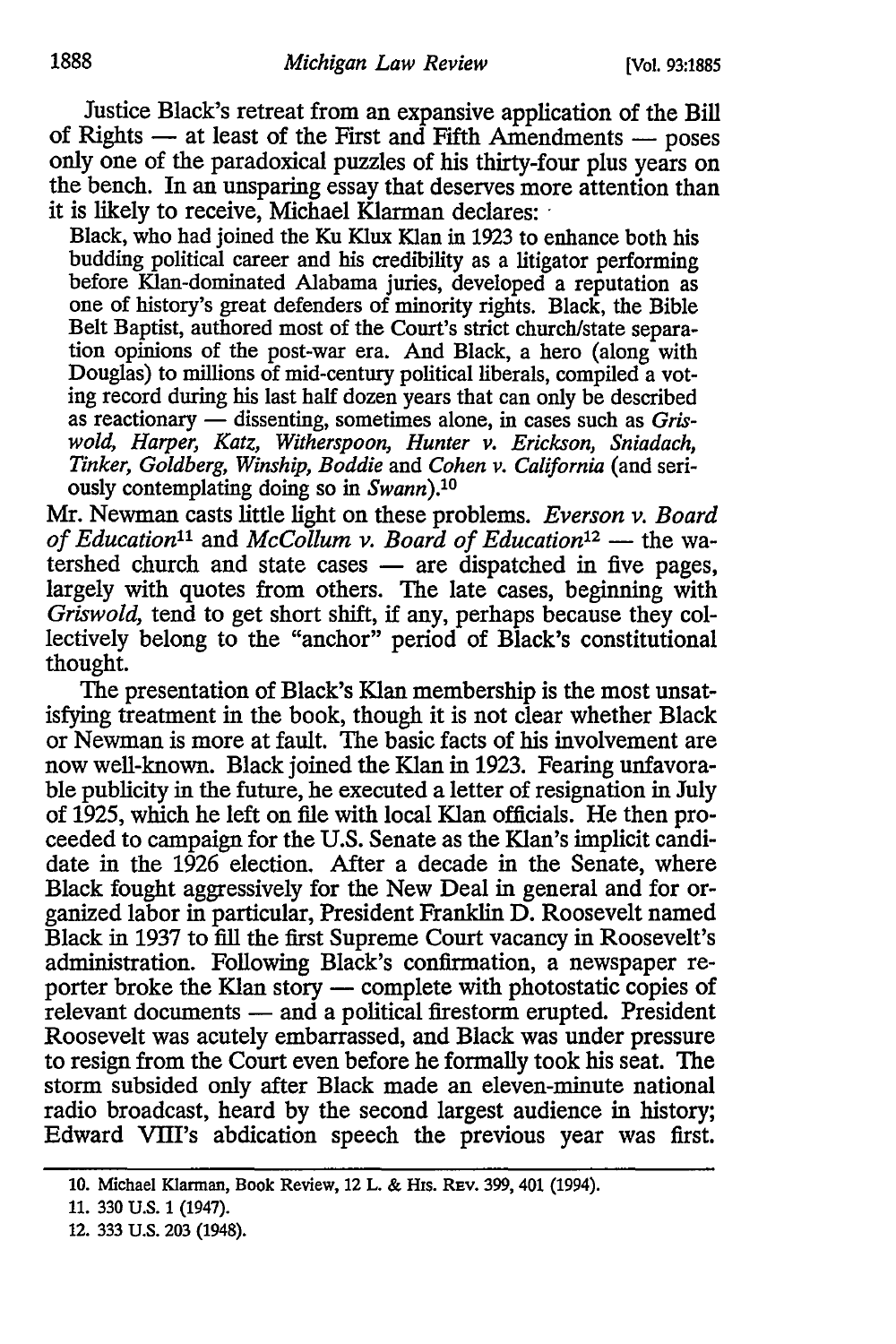Justice Black's retreat from an expansive application of the Bill of Rights — at least of the First and Fifth Amendments — poses only one of the paradoxical puzzles of his thirty-four plus years on the bench. In an unsparing essay that deserves more attention than it is likely to receive, Michael Klarman declares:

> Black, who had joined the Ku Klux Klan in 1923 to enhance both his budding political career and his credibility as a litigator performing before Klan-dominated Alabama juries, developed a reputation as one of history's great defenders of minority rights. Black, the Bible Belt Baptist, authored most of the Court's strict church/state separation opinions of the post-war era. And Black, a hero (along with Douglas) to millions of mid-century political liberals, compiled a voting record during his last half dozen years that can only be described as reactionary — dissenting, sometimes alone, in cases such as *Griswold, Harper, Katz, Witherspoon, Hunter v. Erickson, Sniadach, Tinker, Goldberg, Winship, Boddie* and *Cohen v. California* (and seriously contemplating doing so in *Swann*).[10]

Mr. Newman casts little light on these problems. *Everson v. Board of Education*[11] and *McCollum v. Board of Education*[12] — the watershed church and state cases — are dispatched in five pages, largely with quotes from others. The late cases, beginning with *Griswold,* tend to get short shift, if any, perhaps because they collectively belong to the "anchor" period of Black's constitutional thought.

The presentation of Black's Klan membership is the most unsatisfying treatment in the book, though it is not clear whether Black or Newman is more at fault. The basic facts of his involvement are now well-known. Black joined the Klan in 1923. Fearing unfavorable publicity in the future, he executed a letter of resignation in July of 1925, which he left on file with local Klan officials. He then proceeded to campaign for the U.S. Senate as the Klan's implicit candidate in the 1926 election. After a decade in the Senate, where Black fought aggressively for the New Deal in general and for organized labor in particular, President Franklin D. Roosevelt named Black in 1937 to fill the first Supreme Court vacancy in Roosevelt's administration. Following Black's confirmation, a newspaper reporter broke the Klan story — complete with photostatic copies of relevant documents — and a political firestorm erupted. President Roosevelt was acutely embarrassed, and Black was under pressure to resign from the Court even before he formally took his seat. The storm subsided only after Black made an eleven-minute national radio broadcast, heard by the second largest audience in history; Edward VIII's abdication speech the previous year was first.

10. Michael Klarman, Book Review, 12 L. & His. Rev. 399, 401 (1994).

11. 330 U.S. 1 (1947).

12. 333 U.S. 203 (1948).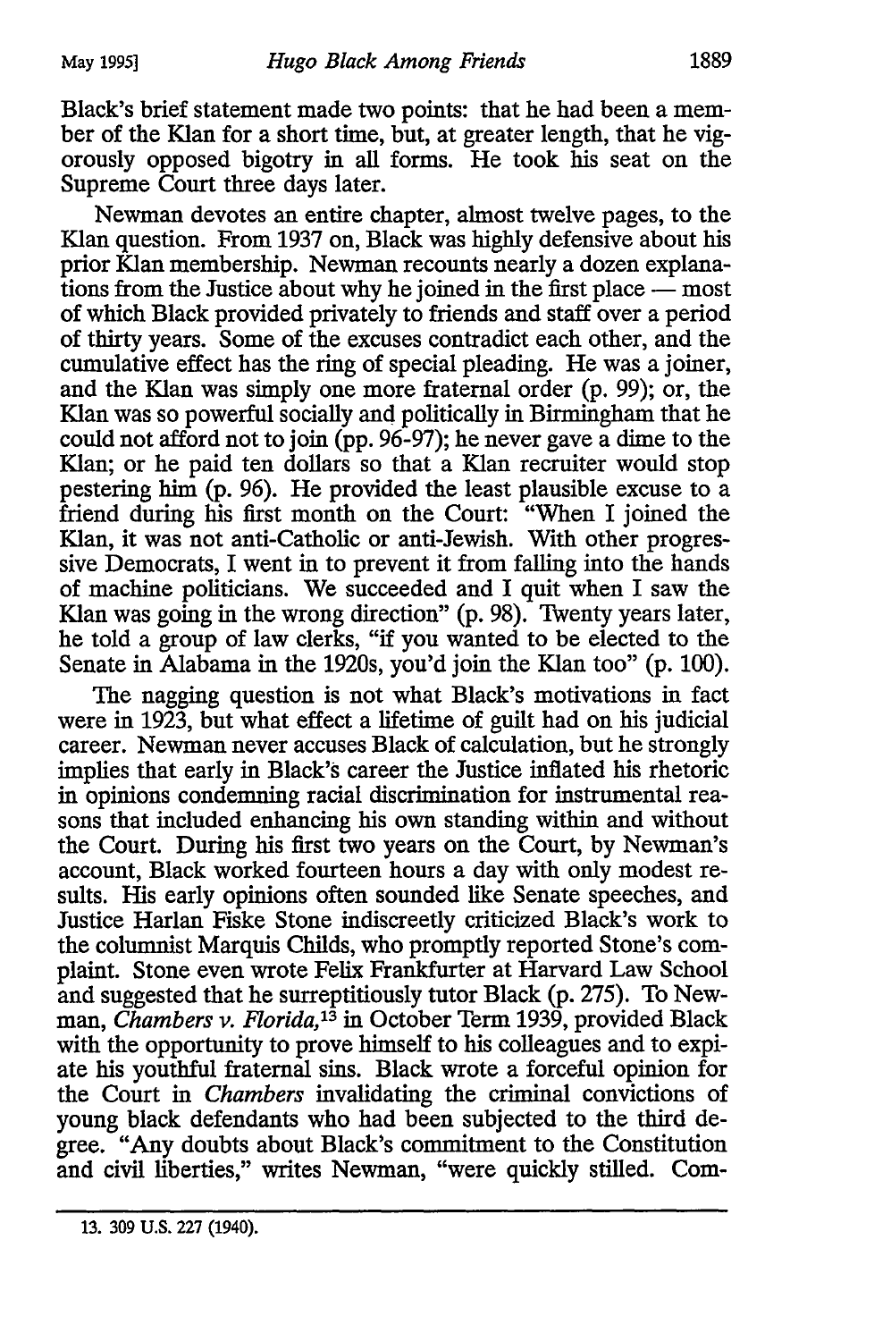Black's brief statement made two points: that he had been a member of the Klan for a short time, but, at greater length, that he vigorously opposed bigotry in all forms. He took his seat on the Supreme Court three days later.

Newman devotes an entire chapter, almost twelve pages, to the Klan question. From 1937 on, Black was highly defensive about his prior Klan membership. Newman recounts nearly a dozen explanations from the Justice about why he joined in the first place — most of which Black provided privately to friends and staff over a period of thirty years. Some of the excuses contradict each other, and the cumulative effect has the ring of special pleading. He was a joiner, and the Klan was simply one more fraternal order (p. 99); or, the Klan was so powerful socially and politically in Birmingham that he could not afford not to join (pp. 96-97); he never gave a dime to the Klan; or he paid ten dollars so that a Klan recruiter would stop pestering him (p. 96). He provided the least plausible excuse to a friend during his first month on the Court: "When I joined the Klan, it was not anti-Catholic or anti-Jewish. With other progressive Democrats, I went in to prevent it from falling into the hands of machine politicians. We succeeded and I quit when I saw the Klan was going in the wrong direction" (p. 98). Twenty years later, he told a group of law clerks, "if you wanted to be elected to the Senate in Alabama in the 1920s, you'd join the Klan too" (p. 100).

The nagging question is not what Black's motivations in fact were in 1923, but what effect a lifetime of guilt had on his judicial career. Newman never accuses Black of calculation, but he strongly implies that early in Black's career the Justice inflated his rhetoric in opinions condemning racial discrimination for instrumental reasons that included enhancing his own standing within and without the Court. During his first two years on the Court, by Newman's account, Black worked fourteen hours a day with only modest results. His early opinions often sounded like Senate speeches, and Justice Harlan Fiske Stone indiscreetly criticized Black's work to the columnist Marquis Childs, who promptly reported Stone's complaint. Stone even wrote Felix Frankfurter at Harvard Law School and suggested that he surreptitiously tutor Black (p. 275). To Newman, *Chambers v. Florida*,[13] in October Term 1939, provided Black with the opportunity to prove himself to his colleagues and to expiate his youthful fraternal sins. Black wrote a forceful opinion for the Court in *Chambers* invalidating the criminal convictions of young black defendants who had been subjected to the third degree. "Any doubts about Black's commitment to the Constitution and civil liberties," writes Newman, "were quickly stilled. Com-

13. 309 U.S. 227 (1940).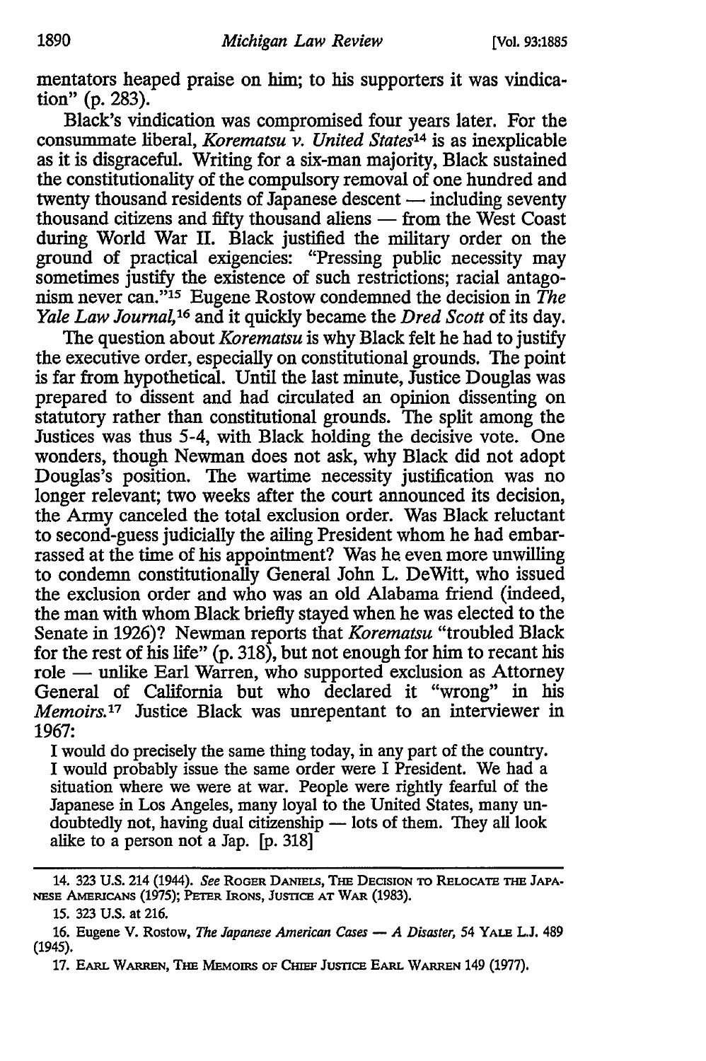mentators heaped praise on him; to his supporters it was vindication" (p. 283).

Black's vindication was compromised four years later. For the consummate liberal, *Korematsu v. United States*[14] is as inexplicable as it is disgraceful. Writing for a six-man majority, Black sustained the constitutionality of the compulsory removal of one hundred and twenty thousand residents of Japanese descent — including seventy thousand citizens and fifty thousand aliens — from the West Coast during World War II. Black justified the military order on the ground of practical exigencies: "Pressing public necessity may sometimes justify the existence of such restrictions; racial antagonism never can."[15] Eugene Rostow condemned the decision in *The Yale Law Journal*,[16] and it quickly became the *Dred Scott* of its day.

The question about *Korematsu* is why Black felt he had to justify the executive order, especially on constitutional grounds. The point is far from hypothetical. Until the last minute, Justice Douglas was prepared to dissent and had circulated an opinion dissenting on statutory rather than constitutional grounds. The split among the Justices was thus 5-4, with Black holding the decisive vote. One wonders, though Newman does not ask, why Black did not adopt Douglas's position. The wartime necessity justification was no longer relevant; two weeks after the court announced its decision, the Army canceled the total exclusion order. Was Black reluctant to second-guess judicially the ailing President whom he had embarrassed at the time of his appointment? Was he even more unwilling to condemn constitutionally General John L. DeWitt, who issued the exclusion order and who was an old Alabama friend (indeed, the man with whom Black briefly stayed when he was elected to the Senate in 1926)? Newman reports that *Korematsu* "troubled Black for the rest of his life" (p. 318), but not enough for him to recant his role — unlike Earl Warren, who supported exclusion as Attorney General of California but who declared it "wrong" in his *Memoirs*.[17] Justice Black was unrepentant to an interviewer in 1967:

> I would do precisely the same thing today, in any part of the country. I would probably issue the same order were I President. We had a situation where we were at war. People were rightly fearful of the Japanese in Los Angeles, many loyal to the United States, many undoubtedly not, having dual citizenship — lots of them. They all look alike to a person not a Jap. [p. 318]

---

14. 323 U.S. 214 (1944). *See* ROGER DANIELS, THE DECISION TO RELOCATE THE JAPANESE AMERICANS (1975); PETER IRONS, JUSTICE AT WAR (1983).

15. 323 U.S. at 216.

16. Eugene V. Rostow, *The Japanese American Cases — A Disaster*, 54 YALE L.J. 489 (1945).

17. EARL WARREN, THE MEMOIRS OF CHIEF JUSTICE EARL WARREN 149 (1977).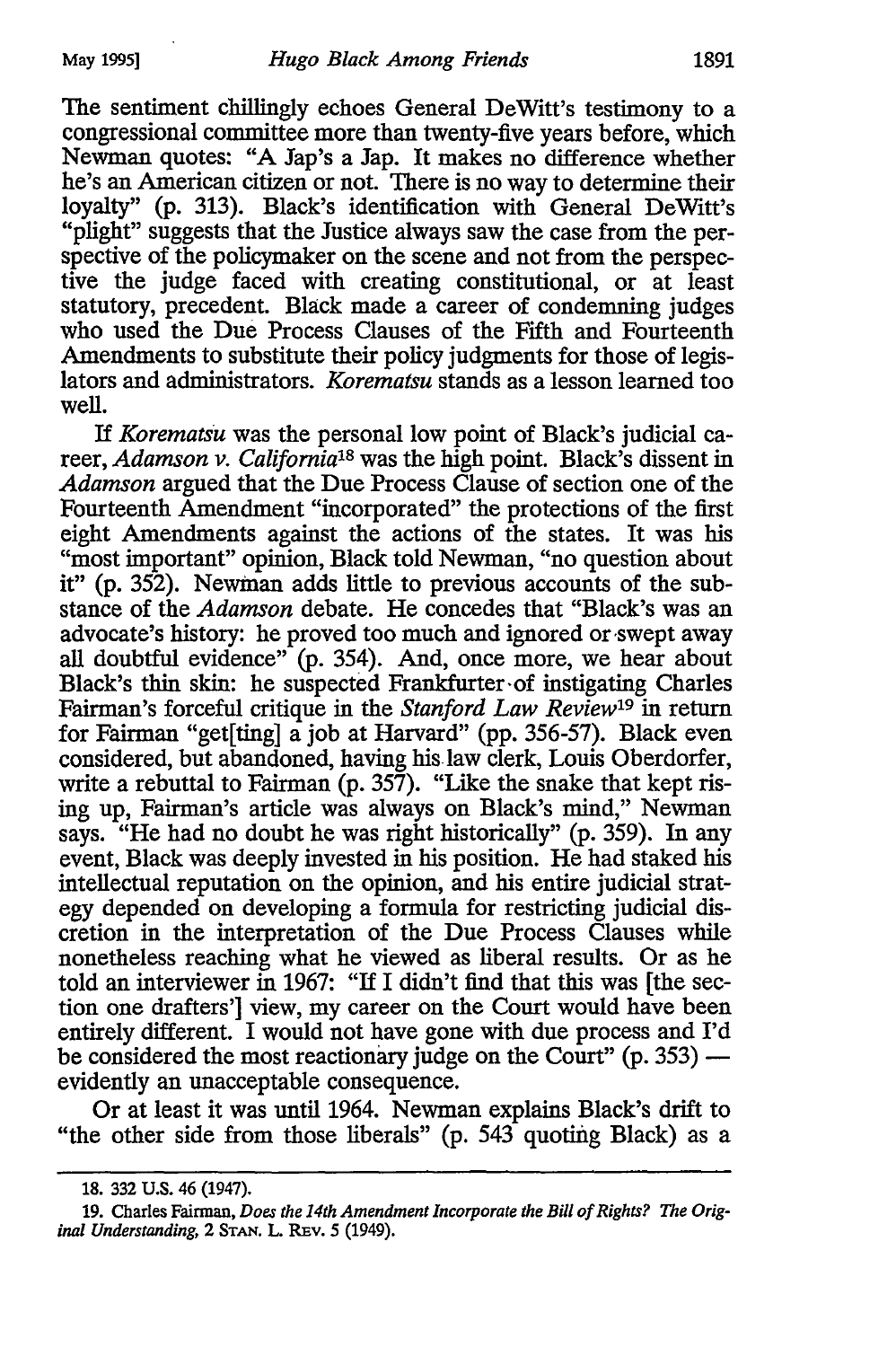The sentiment chillingly echoes General DeWitt's testimony to a congressional committee more than twenty-five years before, which Newman quotes: "A Jap's a Jap. It makes no difference whether he's an American citizen or not. There is no way to determine their loyalty" (p. 313). Black's identification with General DeWitt's "plight" suggests that the Justice always saw the case from the perspective of the policymaker on the scene and not from the perspective the judge faced with creating constitutional, or at least statutory, precedent. Black made a career of condemning judges who used the Due Process Clauses of the Fifth and Fourteenth Amendments to substitute their policy judgments for those of legislators and administrators. *Korematsu* stands as a lesson learned too well.

If *Korematsu* was the personal low point of Black's judicial career, *Adamson v. California*[18] was the high point. Black's dissent in *Adamson* argued that the Due Process Clause of section one of the Fourteenth Amendment "incorporated" the protections of the first eight Amendments against the actions of the states. It was his "most important" opinion, Black told Newman, "no question about it" (p. 352). Newman adds little to previous accounts of the substance of the *Adamson* debate. He concedes that "Black's was an advocate's history: he proved too much and ignored or swept away all doubtful evidence" (p. 354). And, once more, we hear about Black's thin skin: he suspected Frankfurter of instigating Charles Fairman's forceful critique in the *Stanford Law Review*[19] in return for Fairman "get[ting] a job at Harvard" (pp. 356-57). Black even considered, but abandoned, having his law clerk, Louis Oberdorfer, write a rebuttal to Fairman (p. 357). "Like the snake that kept rising up, Fairman's article was always on Black's mind," Newman says. "He had no doubt he was right historically" (p. 359). In any event, Black was deeply invested in his position. He had staked his intellectual reputation on the opinion, and his entire judicial strategy depended on developing a formula for restricting judicial discretion in the interpretation of the Due Process Clauses while nonetheless reaching what he viewed as liberal results. Or as he told an interviewer in 1967: "If I didn't find that this was [the section one drafters'] view, my career on the Court would have been entirely different. I would not have gone with due process and I'd be considered the most reactionary judge on the Court" (p. 353) — evidently an unacceptable consequence.

Or at least it was until 1964. Newman explains Black's drift to "the other side from those liberals" (p. 543 quoting Black) as a

---

18. 332 U.S. 46 (1947).

19. Charles Fairman, *Does the 14th Amendment Incorporate the Bill of Rights? The Original Understanding*, 2 STAN. L. REV. 5 (1949).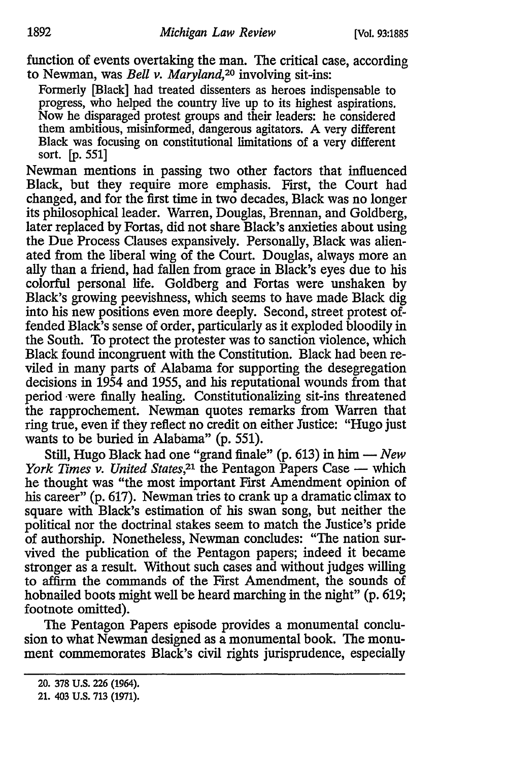function of events overtaking the man. The critical case, according to Newman, was *Bell v. Maryland*,[20] involving sit-ins:

> Formerly [Black] had treated dissenters as heroes indispensable to progress, who helped the country live up to its highest aspirations. Now he disparaged protest groups and their leaders: he considered them ambitious, misinformed, dangerous agitators. A very different Black was focusing on constitutional limitations of a very different sort. [p. 551]

Newman mentions in passing two other factors that influenced Black, but they require more emphasis. First, the Court had changed, and for the first time in two decades, Black was no longer its philosophical leader. Warren, Douglas, Brennan, and Goldberg, later replaced by Fortas, did not share Black's anxieties about using the Due Process Clauses expansively. Personally, Black was alienated from the liberal wing of the Court. Douglas, always more an ally than a friend, had fallen from grace in Black's eyes due to his colorful personal life. Goldberg and Fortas were unshaken by Black's growing peevishness, which seems to have made Black dig into his new positions even more deeply. Second, street protest offended Black's sense of order, particularly as it exploded bloodily in the South. To protect the protester was to sanction violence, which Black found incongruent with the Constitution. Black had been reviled in many parts of Alabama for supporting the desegregation decisions in 1954 and 1955, and his reputational wounds from that period were finally healing. Constitutionalizing sit-ins threatened the rapprochement. Newman quotes remarks from Warren that ring true, even if they reflect no credit on either Justice: "Hugo just wants to be buried in Alabama" (p. 551).

Still, Hugo Black had one "grand finale" (p. 613) in him — *New York Times v. United States*,[21] the Pentagon Papers Case — which he thought was "the most important First Amendment opinion of his career" (p. 617). Newman tries to crank up a dramatic climax to square with Black's estimation of his swan song, but neither the political nor the doctrinal stakes seem to match the Justice's pride of authorship. Nonetheless, Newman concludes: "The nation survived the publication of the Pentagon papers; indeed it became stronger as a result. Without such cases and without judges willing to affirm the commands of the First Amendment, the sounds of hobnailed boots might well be heard marching in the night" (p. 619; footnote omitted).

The Pentagon Papers episode provides a monumental conclusion to what Newman designed as a monumental book. The monument commemorates Black's civil rights jurisprudence, especially

---

20. 378 U.S. 226 (1964).

21. 403 U.S. 713 (1971).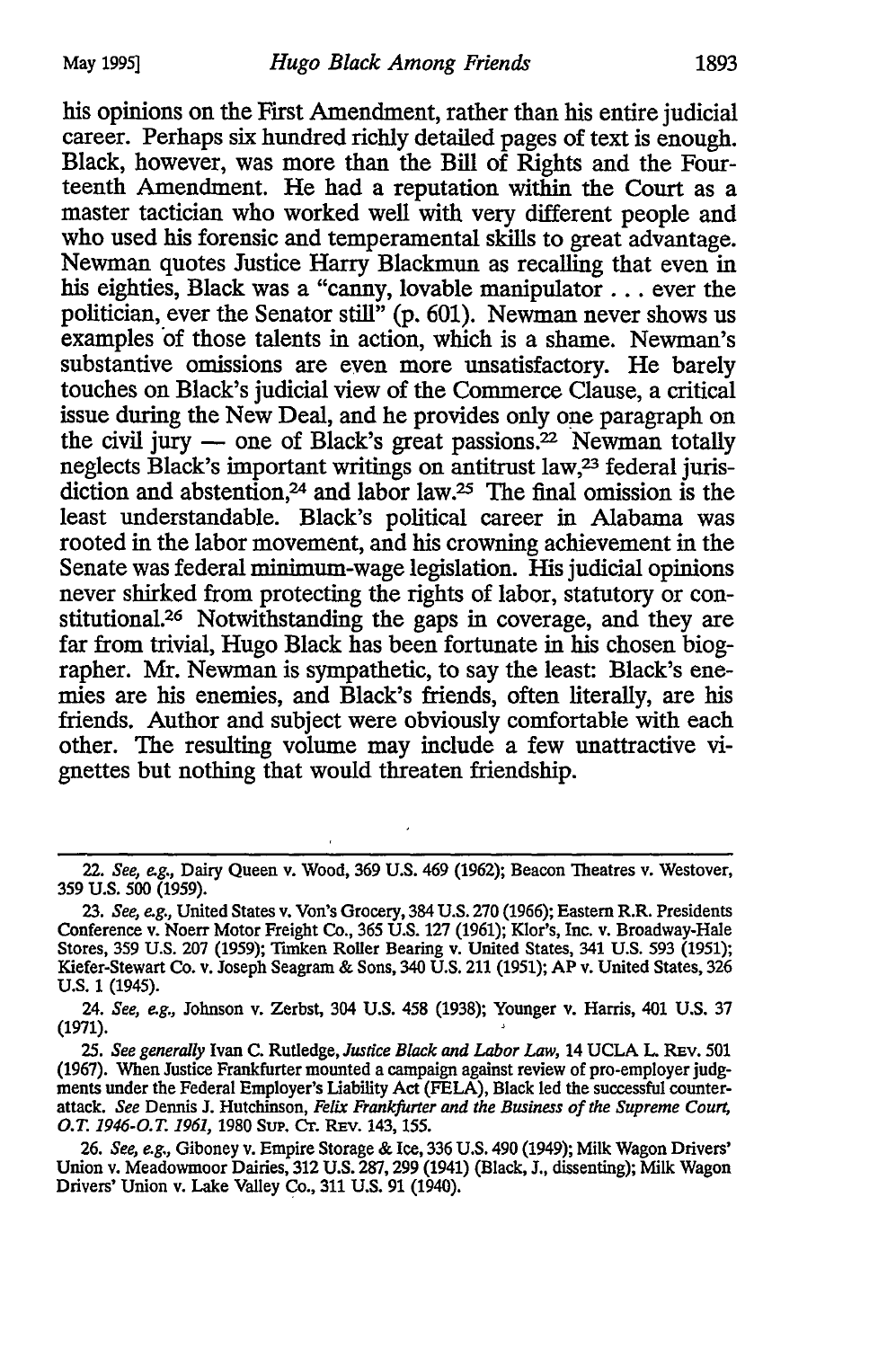his opinions on the First Amendment, rather than his entire judicial career. Perhaps six hundred richly detailed pages of text is enough. Black, however, was more than the Bill of Rights and the Fourteenth Amendment. He had a reputation within the Court as a master tactician who worked well with very different people and who used his forensic and temperamental skills to great advantage. Newman quotes Justice Harry Blackmun as recalling that even in his eighties, Black was a "canny, lovable manipulator . . . ever the politician, ever the Senator still" (p. 601). Newman never shows us examples of those talents in action, which is a shame. Newman's substantive omissions are even more unsatisfactory. He barely touches on Black's judicial view of the Commerce Clause, a critical issue during the New Deal, and he provides only one paragraph on the civil jury — one of Black's great passions.[22] Newman totally neglects Black's important writings on antitrust law,[23] federal jurisdiction and abstention,[24] and labor law.[25] The final omission is the least understandable. Black's political career in Alabama was rooted in the labor movement, and his crowning achievement in the Senate was federal minimum-wage legislation. His judicial opinions never shirked from protecting the rights of labor, statutory or constitutional.[26] Notwithstanding the gaps in coverage, and they are far from trivial, Hugo Black has been fortunate in his chosen biographer. Mr. Newman is sympathetic, to say the least: Black's enemies are his enemies, and Black's friends, often literally, are his friends. Author and subject were obviously comfortable with each other. The resulting volume may include a few unattractive vignettes but nothing that would threaten friendship.

---

22. *See, e.g.*, Dairy Queen v. Wood, 369 U.S. 469 (1962); Beacon Theatres v. Westover, 359 U.S. 500 (1959).

23. *See, e.g.*, United States v. Von's Grocery, 384 U.S. 270 (1966); Eastern R.R. Presidents Conference v. Noerr Motor Freight Co., 365 U.S. 127 (1961); Klor's, Inc. v. Broadway-Hale Stores, 359 U.S. 207 (1959); Timken Roller Bearing v. United States, 341 U.S. 593 (1951); Kiefer-Stewart Co. v. Joseph Seagram & Sons, 340 U.S. 211 (1951); AP v. United States, 326 U.S. 1 (1945).

24. *See, e.g.*, Johnson v. Zerbst, 304 U.S. 458 (1938); Younger v. Harris, 401 U.S. 37 (1971).

25. *See generally* Ivan C. Rutledge, *Justice Black and Labor Law*, 14 UCLA L. REV. 501 (1967). When Justice Frankfurter mounted a campaign against review of pro-employer judgments under the Federal Employer's Liability Act (FELA), Black led the successful counterattack. *See* Dennis J. Hutchinson, *Felix Frankfurter and the Business of the Supreme Court, O.T. 1946-O.T. 1961*, 1980 SUP. CT. REV. 143, 155.

26. *See, e.g.*, Giboney v. Empire Storage & Ice, 336 U.S. 490 (1949); Milk Wagon Drivers' Union v. Meadowmoor Dairies, 312 U.S. 287, 299 (1941) (Black, J., dissenting); Milk Wagon Drivers' Union v. Lake Valley Co., 311 U.S. 91 (1940).